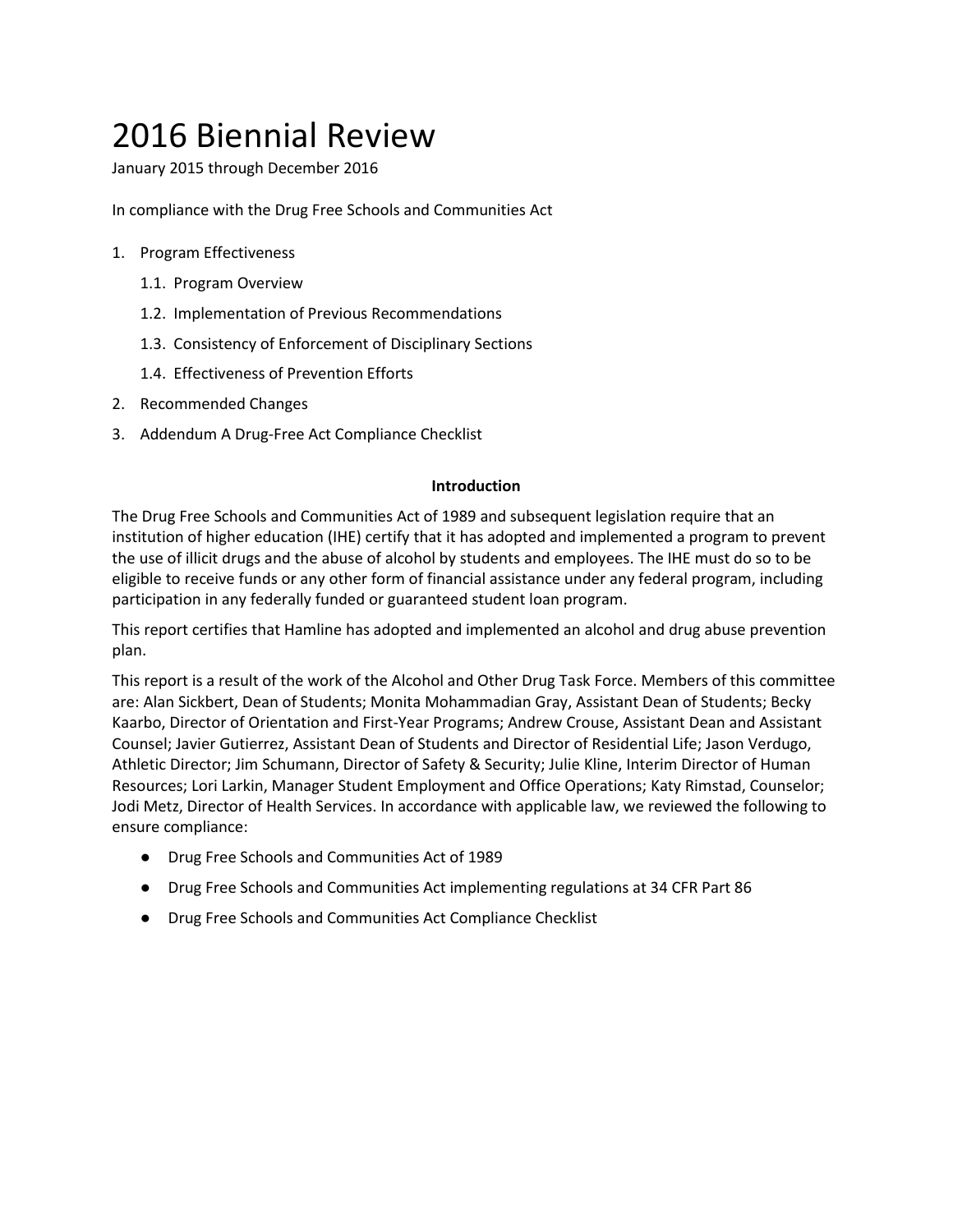# 2016 Biennial Review

January 2015 through December 2016

In compliance with the Drug Free Schools and Communities Act

1. Program Effectiveness
   1.1. Program Overview
   1.2. Implementation of Previous Recommendations
   1.3. Consistency of Enforcement of Disciplinary Sections
   1.4. Effectiveness of Prevention Efforts
2. Recommended Changes
3. Addendum A Drug-Free Act Compliance Checklist

## Introduction

The Drug Free Schools and Communities Act of 1989 and subsequent legislation require that an institution of higher education (IHE) certify that it has adopted and implemented a program to prevent the use of illicit drugs and the abuse of alcohol by students and employees. The IHE must do so to be eligible to receive funds or any other form of financial assistance under any federal program, including participation in any federally funded or guaranteed student loan program.

This report certifies that Hamline has adopted and implemented an alcohol and drug abuse prevention plan.

This report is a result of the work of the Alcohol and Other Drug Task Force. Members of this committee are: Alan Sickbert, Dean of Students; Monita Mohammadian Gray, Assistant Dean of Students; Becky Kaarbo, Director of Orientation and First-Year Programs; Andrew Crouse, Assistant Dean and Assistant Counsel; Javier Gutierrez, Assistant Dean of Students and Director of Residential Life; Jason Verdugo, Athletic Director; Jim Schumann, Director of Safety & Security; Julie Kline, Interim Director of Human Resources; Lori Larkin, Manager Student Employment and Office Operations; Katy Rimstad, Counselor; Jodi Metz, Director of Health Services. In accordance with applicable law, we reviewed the following to ensure compliance:

- Drug Free Schools and Communities Act of 1989
- Drug Free Schools and Communities Act implementing regulations at 34 CFR Part 86
- Drug Free Schools and Communities Act Compliance Checklist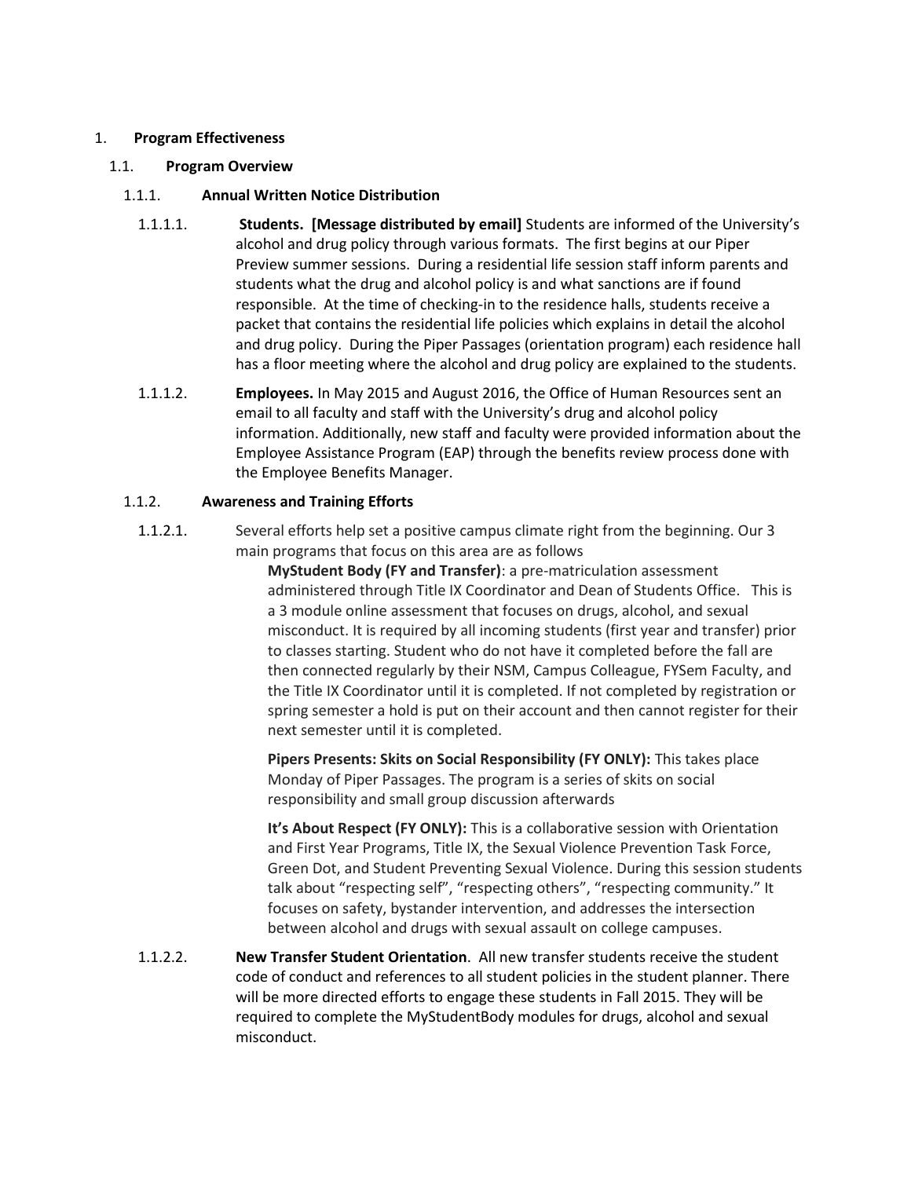1. **Program Effectiveness**

1.1. **Program Overview**

1.1.1. **Annual Written Notice Distribution**

1.1.1.1. **Students. [Message distributed by email]** Students are informed of the University's alcohol and drug policy through various formats. The first begins at our Piper Preview summer sessions. During a residential life session staff inform parents and students what the drug and alcohol policy is and what sanctions are if found responsible. At the time of checking-in to the residence halls, students receive a packet that contains the residential life policies which explains in detail the alcohol and drug policy. During the Piper Passages (orientation program) each residence hall has a floor meeting where the alcohol and drug policy are explained to the students.

1.1.1.2. **Employees.** In May 2015 and August 2016, the Office of Human Resources sent an email to all faculty and staff with the University's drug and alcohol policy information. Additionally, new staff and faculty were provided information about the Employee Assistance Program (EAP) through the benefits review process done with the Employee Benefits Manager.

1.1.2. **Awareness and Training Efforts**

1.1.2.1. Several efforts help set a positive campus climate right from the beginning. Our 3 main programs that focus on this area are as follows

**MyStudent Body (FY and Transfer)**: a pre-matriculation assessment administered through Title IX Coordinator and Dean of Students Office. This is a 3 module online assessment that focuses on drugs, alcohol, and sexual misconduct. It is required by all incoming students (first year and transfer) prior to classes starting. Student who do not have it completed before the fall are then connected regularly by their NSM, Campus Colleague, FYSem Faculty, and the Title IX Coordinator until it is completed. If not completed by registration or spring semester a hold is put on their account and then cannot register for their next semester until it is completed.

**Pipers Presents: Skits on Social Responsibility (FY ONLY):** This takes place Monday of Piper Passages. The program is a series of skits on social responsibility and small group discussion afterwards

**It's About Respect (FY ONLY):** This is a collaborative session with Orientation and First Year Programs, Title IX, the Sexual Violence Prevention Task Force, Green Dot, and Student Preventing Sexual Violence. During this session students talk about "respecting self", "respecting others", "respecting community." It focuses on safety, bystander intervention, and addresses the intersection between alcohol and drugs with sexual assault on college campuses.

1.1.2.2. **New Transfer Student Orientation**. All new transfer students receive the student code of conduct and references to all student policies in the student planner. There will be more directed efforts to engage these students in Fall 2015. They will be required to complete the MyStudentBody modules for drugs, alcohol and sexual misconduct.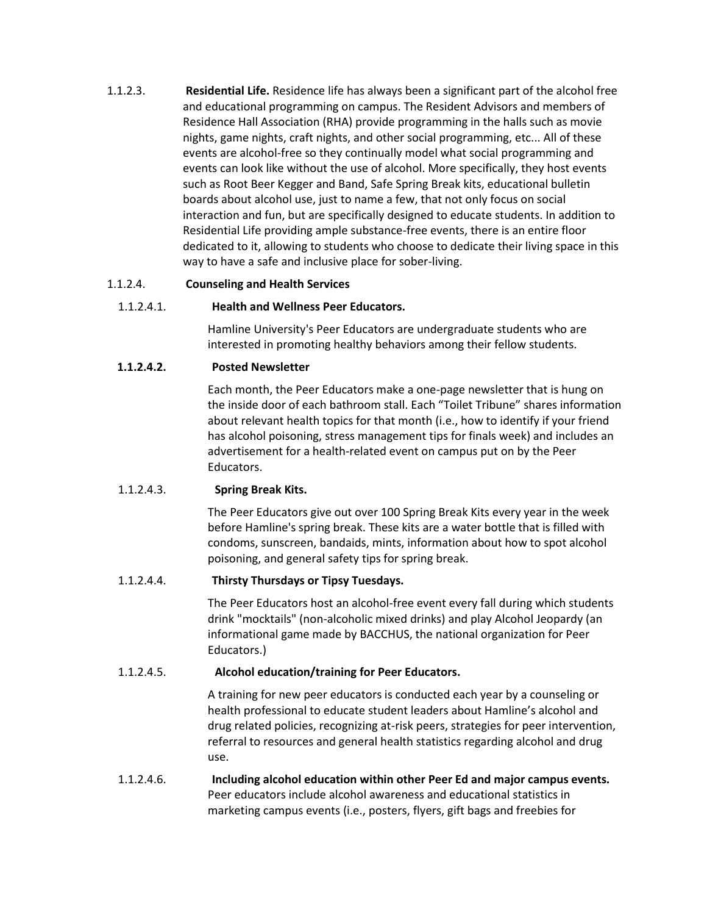1.1.2.3. **Residential Life.** Residence life has always been a significant part of the alcohol free and educational programming on campus. The Resident Advisors and members of Residence Hall Association (RHA) provide programming in the halls such as movie nights, game nights, craft nights, and other social programming, etc... All of these events are alcohol-free so they continually model what social programming and events can look like without the use of alcohol. More specifically, they host events such as Root Beer Kegger and Band, Safe Spring Break kits, educational bulletin boards about alcohol use, just to name a few, that not only focus on social interaction and fun, but are specifically designed to educate students. In addition to Residential Life providing ample substance-free events, there is an entire floor dedicated to it, allowing to students who choose to dedicate their living space in this way to have a safe and inclusive place for sober-living.

1.1.2.4. **Counseling and Health Services**

1.1.2.4.1. **Health and Wellness Peer Educators.**

Hamline University's Peer Educators are undergraduate students who are interested in promoting healthy behaviors among their fellow students.

**1.1.2.4.2. Posted Newsletter**

Each month, the Peer Educators make a one-page newsletter that is hung on the inside door of each bathroom stall. Each "Toilet Tribune" shares information about relevant health topics for that month (i.e., how to identify if your friend has alcohol poisoning, stress management tips for finals week) and includes an advertisement for a health-related event on campus put on by the Peer Educators.

1.1.2.4.3. **Spring Break Kits.**

The Peer Educators give out over 100 Spring Break Kits every year in the week before Hamline's spring break. These kits are a water bottle that is filled with condoms, sunscreen, bandaids, mints, information about how to spot alcohol poisoning, and general safety tips for spring break.

1.1.2.4.4. **Thirsty Thursdays or Tipsy Tuesdays.**

The Peer Educators host an alcohol-free event every fall during which students drink "mocktails" (non-alcoholic mixed drinks) and play Alcohol Jeopardy (an informational game made by BACCHUS, the national organization for Peer Educators.)

1.1.2.4.5. **Alcohol education/training for Peer Educators.**

A training for new peer educators is conducted each year by a counseling or health professional to educate student leaders about Hamline's alcohol and drug related policies, recognizing at-risk peers, strategies for peer intervention, referral to resources and general health statistics regarding alcohol and drug use.

1.1.2.4.6. **Including alcohol education within other Peer Ed and major campus events.** Peer educators include alcohol awareness and educational statistics in marketing campus events (i.e., posters, flyers, gift bags and freebies for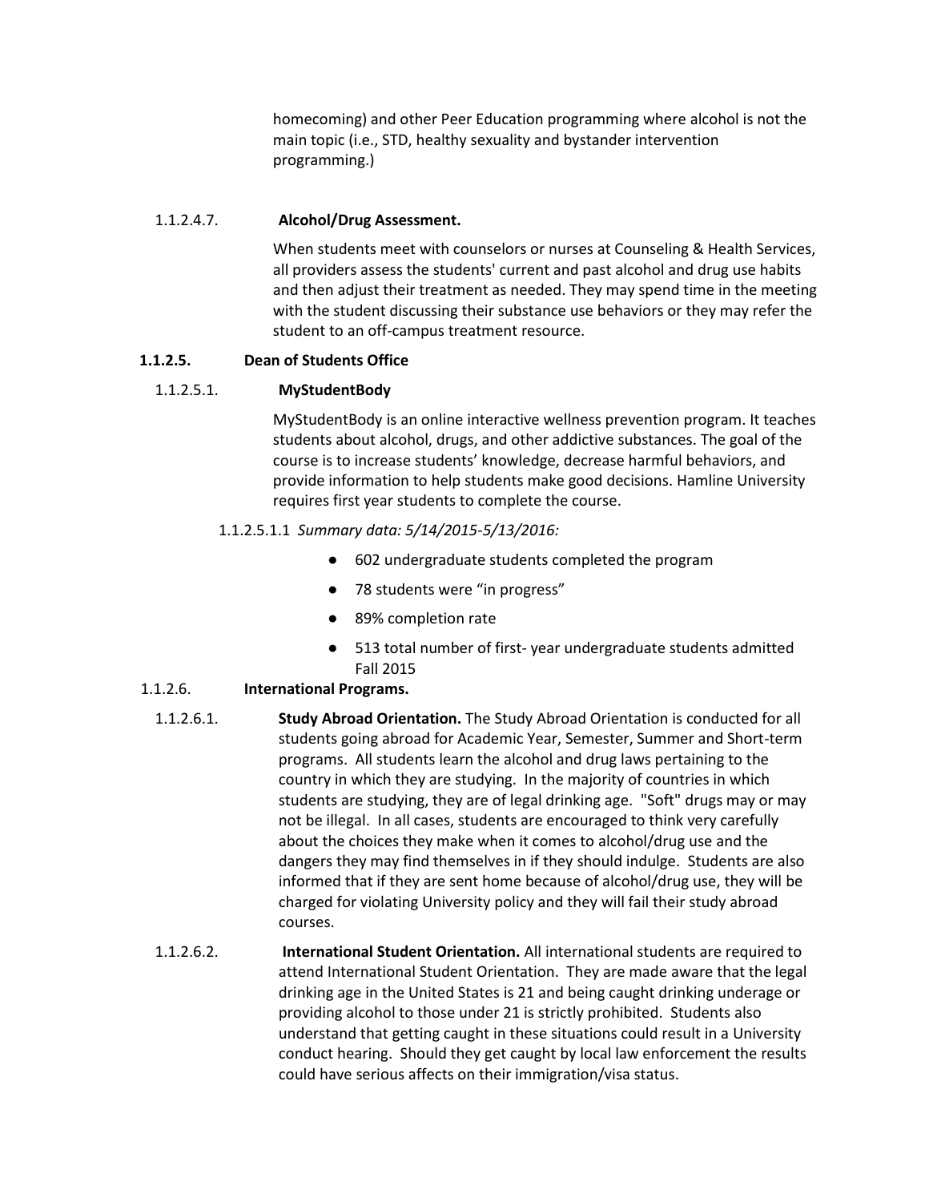homecoming) and other Peer Education programming where alcohol is not the main topic (i.e., STD, healthy sexuality and bystander intervention programming.)

1.1.2.4.7. **Alcohol/Drug Assessment.**

When students meet with counselors or nurses at Counseling & Health Services, all providers assess the students' current and past alcohol and drug use habits and then adjust their treatment as needed. They may spend time in the meeting with the student discussing their substance use behaviors or they may refer the student to an off-campus treatment resource.

**1.1.2.5. Dean of Students Office**

1.1.2.5.1. **MyStudentBody**

MyStudentBody is an online interactive wellness prevention program. It teaches students about alcohol, drugs, and other addictive substances. The goal of the course is to increase students' knowledge, decrease harmful behaviors, and provide information to help students make good decisions. Hamline University requires first year students to complete the course.

1.1.2.5.1.1 *Summary data: 5/14/2015-5/13/2016:*

- 602 undergraduate students completed the program
- 78 students were "in progress"
- 89% completion rate
- 513 total number of first- year undergraduate students admitted Fall 2015

1.1.2.6. **International Programs.**

1.1.2.6.1. **Study Abroad Orientation.** The Study Abroad Orientation is conducted for all students going abroad for Academic Year, Semester, Summer and Short-term programs. All students learn the alcohol and drug laws pertaining to the country in which they are studying. In the majority of countries in which students are studying, they are of legal drinking age. "Soft" drugs may or may not be illegal. In all cases, students are encouraged to think very carefully about the choices they make when it comes to alcohol/drug use and the dangers they may find themselves in if they should indulge. Students are also informed that if they are sent home because of alcohol/drug use, they will be charged for violating University policy and they will fail their study abroad courses.

1.1.2.6.2. **International Student Orientation.** All international students are required to attend International Student Orientation. They are made aware that the legal drinking age in the United States is 21 and being caught drinking underage or providing alcohol to those under 21 is strictly prohibited. Students also understand that getting caught in these situations could result in a University conduct hearing. Should they get caught by local law enforcement the results could have serious affects on their immigration/visa status.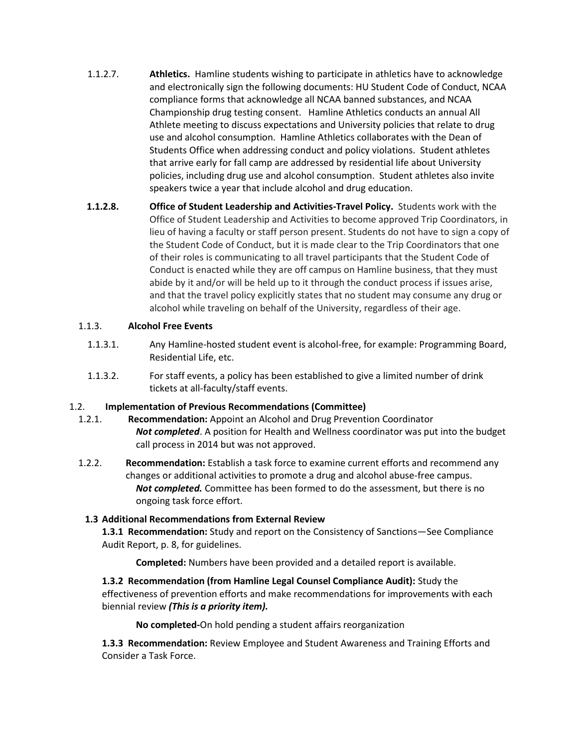1.1.2.7. **Athletics.** Hamline students wishing to participate in athletics have to acknowledge and electronically sign the following documents: HU Student Code of Conduct, NCAA compliance forms that acknowledge all NCAA banned substances, and NCAA Championship drug testing consent. Hamline Athletics conducts an annual All Athlete meeting to discuss expectations and University policies that relate to drug use and alcohol consumption. Hamline Athletics collaborates with the Dean of Students Office when addressing conduct and policy violations. Student athletes that arrive early for fall camp are addressed by residential life about University policies, including drug use and alcohol consumption. Student athletes also invite speakers twice a year that include alcohol and drug education.

**1.1.2.8.** **Office of Student Leadership and Activities-Travel Policy.** Students work with the Office of Student Leadership and Activities to become approved Trip Coordinators, in lieu of having a faculty or staff person present. Students do not have to sign a copy of the Student Code of Conduct, but it is made clear to the Trip Coordinators that one of their roles is communicating to all travel participants that the Student Code of Conduct is enacted while they are off campus on Hamline business, that they must abide by it and/or will be held up to it through the conduct process if issues arise, and that the travel policy explicitly states that no student may consume any drug or alcohol while traveling on behalf of the University, regardless of their age.

1.1.3. **Alcohol Free Events**

1.1.3.1. Any Hamline-hosted student event is alcohol-free, for example: Programming Board, Residential Life, etc.

1.1.3.2. For staff events, a policy has been established to give a limited number of drink tickets at all-faculty/staff events.

1.2. **Implementation of Previous Recommendations (Committee)**

1.2.1. **Recommendation:** Appoint an Alcohol and Drug Prevention Coordinator
***Not completed***. A position for Health and Wellness coordinator was put into the budget call process in 2014 but was not approved.

1.2.2. **Recommendation:** Establish a task force to examine current efforts and recommend any changes or additional activities to promote a drug and alcohol abuse-free campus.
***Not completed.*** Committee has been formed to do the assessment, but there is no ongoing task force effort.

**1.3 Additional Recommendations from External Review**

**1.3.1 Recommendation:** Study and report on the Consistency of Sanctions—See Compliance Audit Report, p. 8, for guidelines.

**Completed:** Numbers have been provided and a detailed report is available.

**1.3.2 Recommendation (from Hamline Legal Counsel Compliance Audit):** Study the effectiveness of prevention efforts and make recommendations for improvements with each biennial review ***(This is a priority item).***

**No completed-**On hold pending a student affairs reorganization

**1.3.3 Recommendation:** Review Employee and Student Awareness and Training Efforts and Consider a Task Force.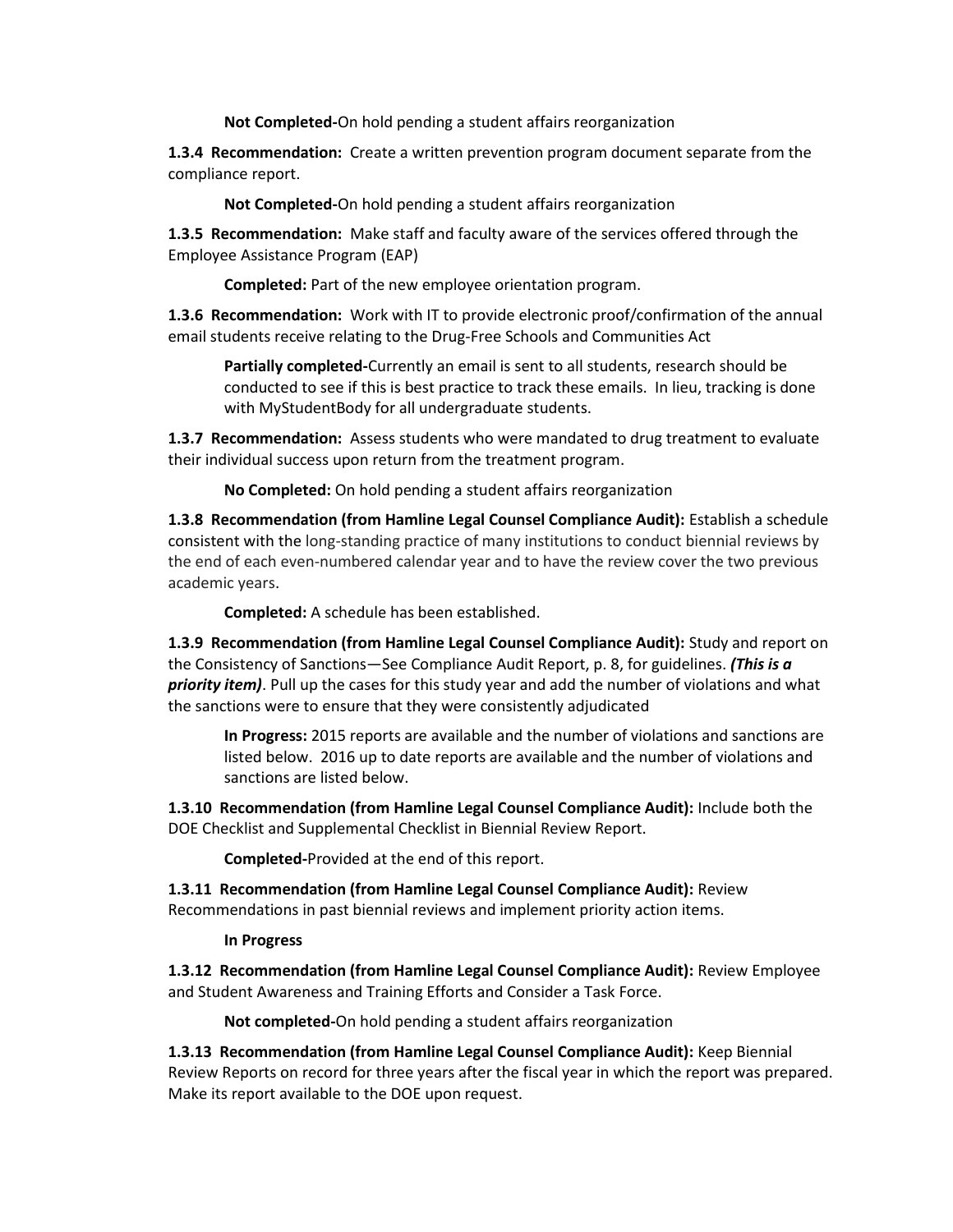**Not Completed-**On hold pending a student affairs reorganization

**1.3.4 Recommendation:** Create a written prevention program document separate from the compliance report.

**Not Completed-**On hold pending a student affairs reorganization

**1.3.5 Recommendation:** Make staff and faculty aware of the services offered through the Employee Assistance Program (EAP)

**Completed:** Part of the new employee orientation program.

**1.3.6 Recommendation:** Work with IT to provide electronic proof/confirmation of the annual email students receive relating to the Drug-Free Schools and Communities Act

**Partially completed-**Currently an email is sent to all students, research should be conducted to see if this is best practice to track these emails. In lieu, tracking is done with MyStudentBody for all undergraduate students.

**1.3.7 Recommendation:** Assess students who were mandated to drug treatment to evaluate their individual success upon return from the treatment program.

**No Completed:** On hold pending a student affairs reorganization

**1.3.8 Recommendation (from Hamline Legal Counsel Compliance Audit):** Establish a schedule consistent with the long-standing practice of many institutions to conduct biennial reviews by the end of each even-numbered calendar year and to have the review cover the two previous academic years.

**Completed:** A schedule has been established.

**1.3.9 Recommendation (from Hamline Legal Counsel Compliance Audit):** Study and report on the Consistency of Sanctions—See Compliance Audit Report, p. 8, for guidelines. ***(This is a priority item)***. Pull up the cases for this study year and add the number of violations and what the sanctions were to ensure that they were consistently adjudicated

**In Progress:** 2015 reports are available and the number of violations and sanctions are listed below. 2016 up to date reports are available and the number of violations and sanctions are listed below.

**1.3.10 Recommendation (from Hamline Legal Counsel Compliance Audit):** Include both the DOE Checklist and Supplemental Checklist in Biennial Review Report.

**Completed-**Provided at the end of this report.

**1.3.11 Recommendation (from Hamline Legal Counsel Compliance Audit):** Review Recommendations in past biennial reviews and implement priority action items.

**In Progress**

**1.3.12 Recommendation (from Hamline Legal Counsel Compliance Audit):** Review Employee and Student Awareness and Training Efforts and Consider a Task Force.

**Not completed-**On hold pending a student affairs reorganization

**1.3.13 Recommendation (from Hamline Legal Counsel Compliance Audit):** Keep Biennial Review Reports on record for three years after the fiscal year in which the report was prepared. Make its report available to the DOE upon request.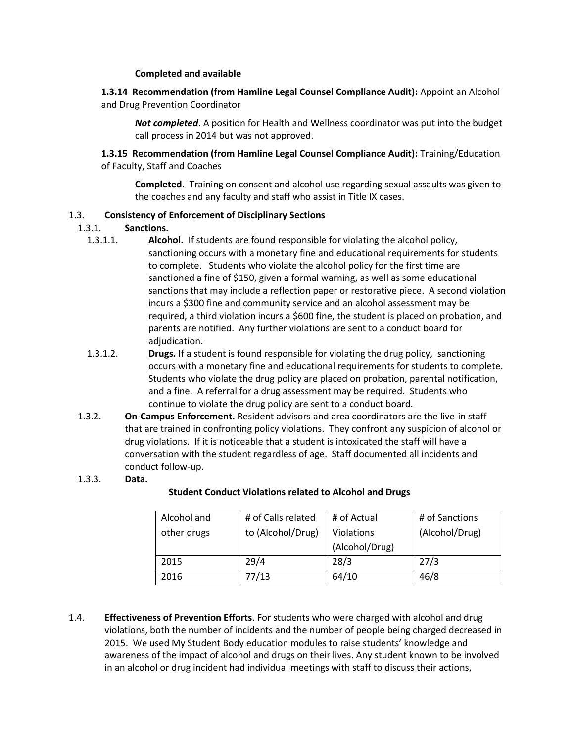**Completed and available**

**1.3.14 Recommendation (from Hamline Legal Counsel Compliance Audit):** Appoint an Alcohol and Drug Prevention Coordinator

***Not completed***. A position for Health and Wellness coordinator was put into the budget call process in 2014 but was not approved.

**1.3.15 Recommendation (from Hamline Legal Counsel Compliance Audit):** Training/Education of Faculty, Staff and Coaches

**Completed.** Training on consent and alcohol use regarding sexual assaults was given to the coaches and any faculty and staff who assist in Title IX cases.

1.3. **Consistency of Enforcement of Disciplinary Sections**

1.3.1. **Sanctions.**

1.3.1.1. **Alcohol.** If students are found responsible for violating the alcohol policy, sanctioning occurs with a monetary fine and educational requirements for students to complete. Students who violate the alcohol policy for the first time are sanctioned a fine of $150, given a formal warning, as well as some educational sanctions that may include a reflection paper or restorative piece. A second violation incurs a $300 fine and community service and an alcohol assessment may be required, a third violation incurs a $600 fine, the student is placed on probation, and parents are notified. Any further violations are sent to a conduct board for adjudication.

1.3.1.2. **Drugs.** If a student is found responsible for violating the drug policy, sanctioning occurs with a monetary fine and educational requirements for students to complete. Students who violate the drug policy are placed on probation, parental notification, and a fine. A referral for a drug assessment may be required. Students who continue to violate the drug policy are sent to a conduct board.

1.3.2. **On-Campus Enforcement.** Resident advisors and area coordinators are the live-in staff that are trained in confronting policy violations. They confront any suspicion of alcohol or drug violations. If it is noticeable that a student is intoxicated the staff will have a conversation with the student regardless of age. Staff documented all incidents and conduct follow-up.

1.3.3. **Data.**

**Student Conduct Violations related to Alcohol and Drugs**

| Alcohol and other drugs | # of Calls related to (Alcohol/Drug) | # of Actual Violations (Alcohol/Drug) | # of Sanctions (Alcohol/Drug) |
|---|---|---|---|
| 2015 | 29/4 | 28/3 | 27/3 |
| 2016 | 77/13 | 64/10 | 46/8 |

1.4. **Effectiveness of Prevention Efforts**. For students who were charged with alcohol and drug violations, both the number of incidents and the number of people being charged decreased in 2015. We used My Student Body education modules to raise students' knowledge and awareness of the impact of alcohol and drugs on their lives. Any student known to be involved in an alcohol or drug incident had individual meetings with staff to discuss their actions,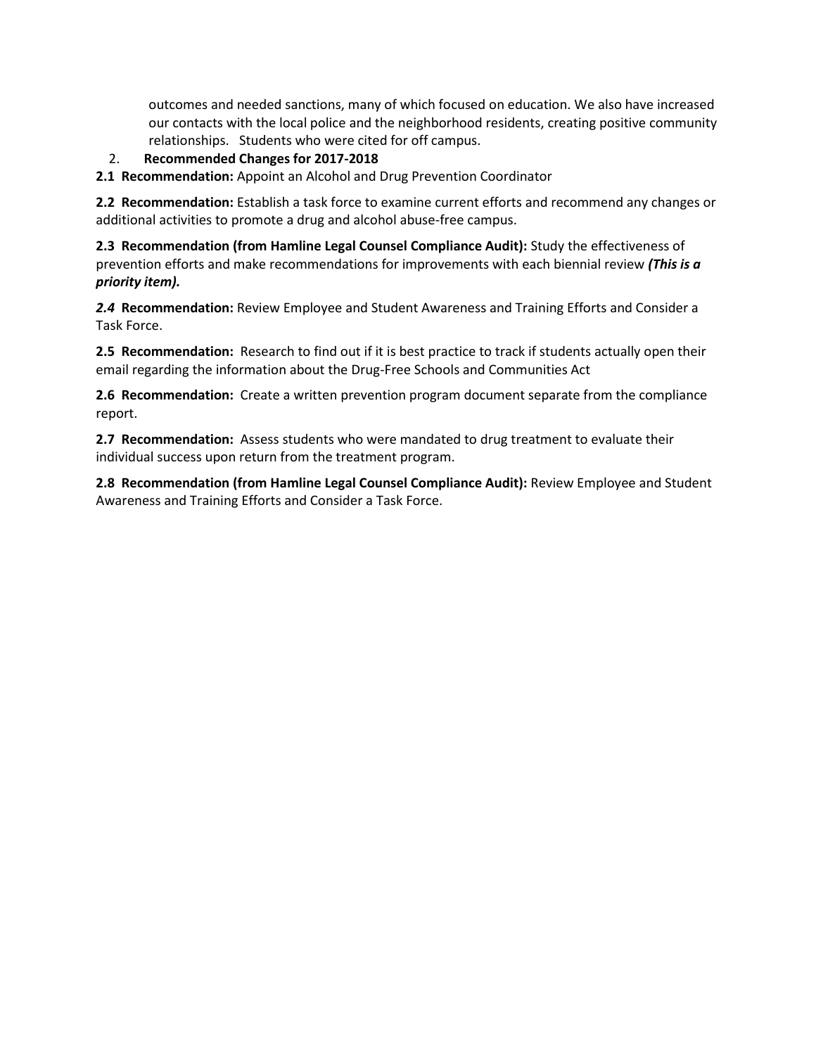outcomes and needed sanctions, many of which focused on education. We also have increased our contacts with the local police and the neighborhood residents, creating positive community relationships. Students who were cited for off campus.

2. **Recommended Changes for 2017-2018**

**2.1 Recommendation:** Appoint an Alcohol and Drug Prevention Coordinator

**2.2 Recommendation:** Establish a task force to examine current efforts and recommend any changes or additional activities to promote a drug and alcohol abuse-free campus.

**2.3 Recommendation (from Hamline Legal Counsel Compliance Audit):** Study the effectiveness of prevention efforts and make recommendations for improvements with each biennial review ***(This is a priority item).***

***2.4*** **Recommendation:** Review Employee and Student Awareness and Training Efforts and Consider a Task Force.

**2.5 Recommendation:** Research to find out if it is best practice to track if students actually open their email regarding the information about the Drug-Free Schools and Communities Act

**2.6 Recommendation:** Create a written prevention program document separate from the compliance report.

**2.7 Recommendation:** Assess students who were mandated to drug treatment to evaluate their individual success upon return from the treatment program.

**2.8 Recommendation (from Hamline Legal Counsel Compliance Audit):** Review Employee and Student Awareness and Training Efforts and Consider a Task Force.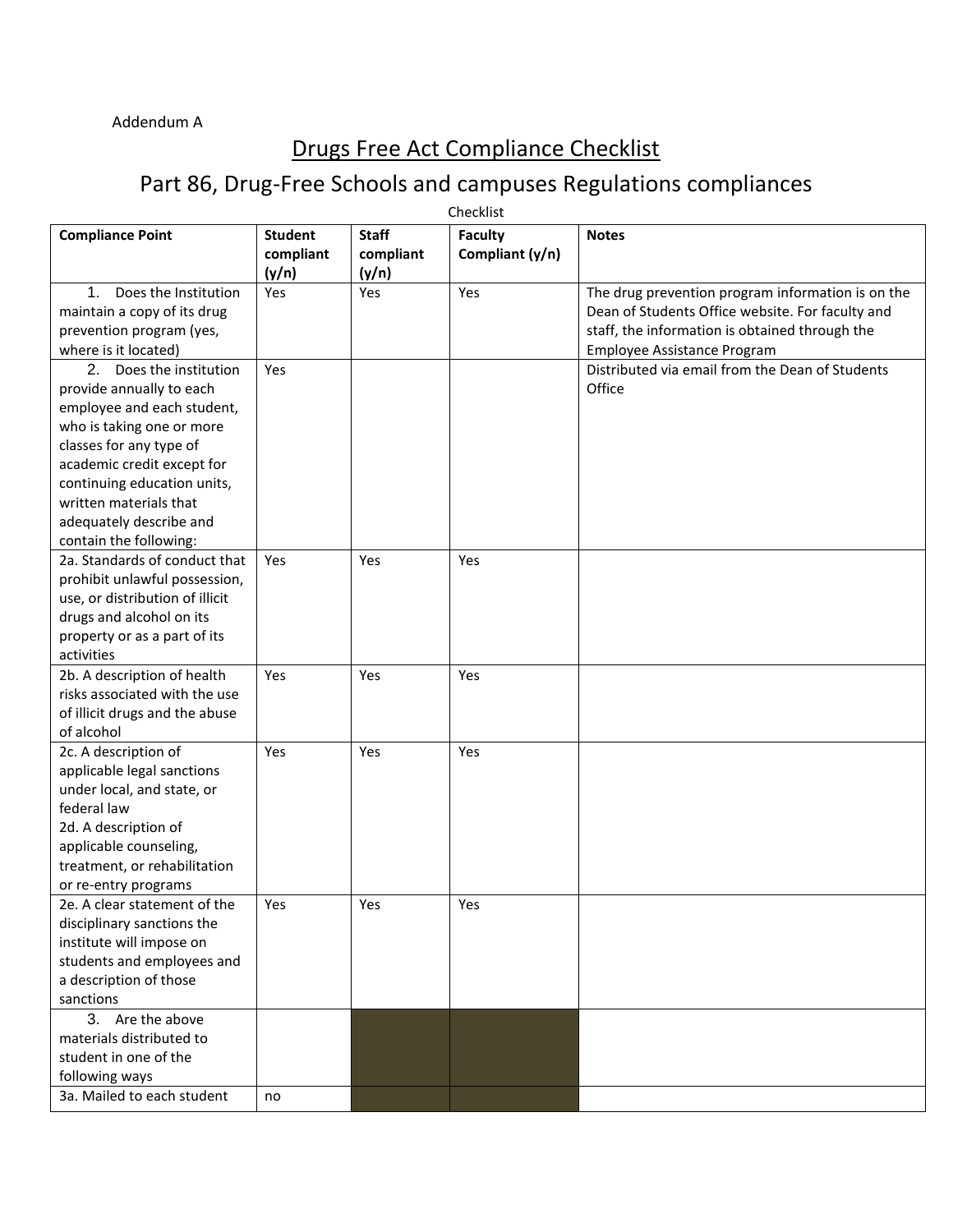Addendum A

# Drugs Free Act Compliance Checklist

## Part 86, Drug-Free Schools and campuses Regulations compliances

Checklist

| **Compliance Point** | **Student compliant (y/n)** | **Staff compliant (y/n)** | **Faculty Compliant (y/n)** | **Notes** |
|---|---|---|---|---|
| 1. Does the Institution maintain a copy of its drug prevention program (yes, where is it located) | Yes | Yes | Yes | The drug prevention program information is on the Dean of Students Office website. For faculty and staff, the information is obtained through the Employee Assistance Program |
| 2. Does the institution provide annually to each employee and each student, who is taking one or more classes for any type of academic credit except for continuing education units, written materials that adequately describe and contain the following: | Yes | | | Distributed via email from the Dean of Students Office |
| 2a. Standards of conduct that prohibit unlawful possession, use, or distribution of illicit drugs and alcohol on its property or as a part of its activities | Yes | Yes | Yes | |
| 2b. A description of health risks associated with the use of illicit drugs and the abuse of alcohol | Yes | Yes | Yes | |
| 2c. A description of applicable legal sanctions under local, and state, or federal law<br>2d. A description of applicable counseling, treatment, or rehabilitation or re-entry programs | Yes | Yes | Yes | |
| 2e. A clear statement of the disciplinary sanctions the institute will impose on students and employees and a description of those sanctions | Yes | Yes | Yes | |
| 3. Are the above materials distributed to student in one of the following ways | | | | |
| 3a. Mailed to each student | no | | | |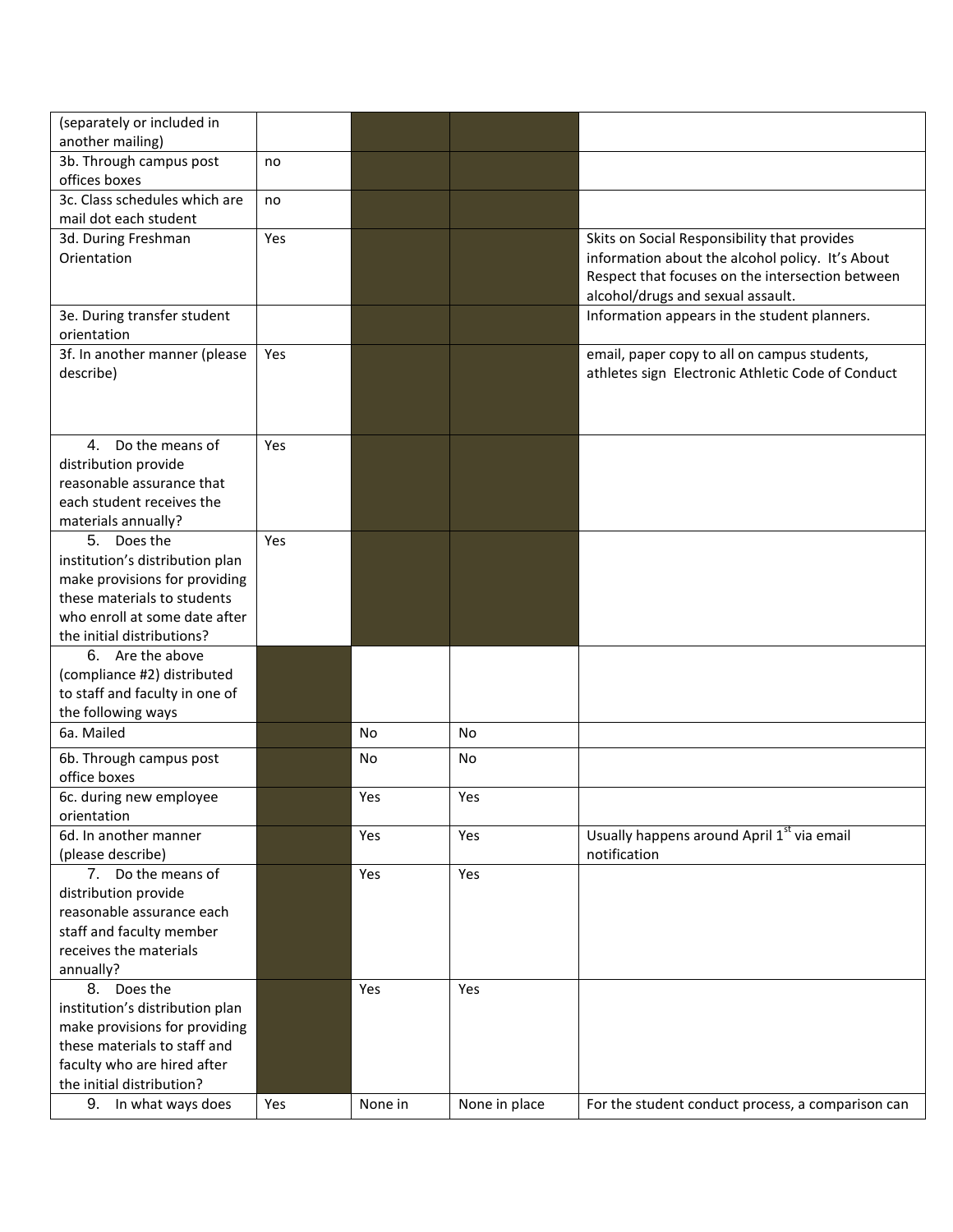| | | | | |
|---|---|---|---|---|
| (separately or included in another mailing) | | | | |
| 3b. Through campus post offices boxes | no | | | |
| 3c. Class schedules which are mail dot each student | no | | | |
| 3d. During Freshman Orientation | Yes | | | Skits on Social Responsibility that provides information about the alcohol policy. It's About Respect that focuses on the intersection between alcohol/drugs and sexual assault. |
| 3e. During transfer student orientation | | | | Information appears in the student planners. |
| 3f. In another manner (please describe) | Yes | | | email, paper copy to all on campus students, athletes sign Electronic Athletic Code of Conduct |
| 4. Do the means of distribution provide reasonable assurance that each student receives the materials annually? | Yes | | | |
| 5. Does the institution's distribution plan make provisions for providing these materials to students who enroll at some date after the initial distributions? | Yes | | | |
| 6. Are the above (compliance #2) distributed to staff and faculty in one of the following ways | | | | |
| 6a. Mailed | | No | No | |
| 6b. Through campus post office boxes | | No | No | |
| 6c. during new employee orientation | | Yes | Yes | |
| 6d. In another manner (please describe) | | Yes | Yes | Usually happens around April 1st via email notification |
| 7. Do the means of distribution provide reasonable assurance each staff and faculty member receives the materials annually? | | Yes | Yes | |
| 8. Does the institution's distribution plan make provisions for providing these materials to staff and faculty who are hired after the initial distribution? | | Yes | Yes | |
| 9. In what ways does | Yes | None in | None in place | For the student conduct process, a comparison can |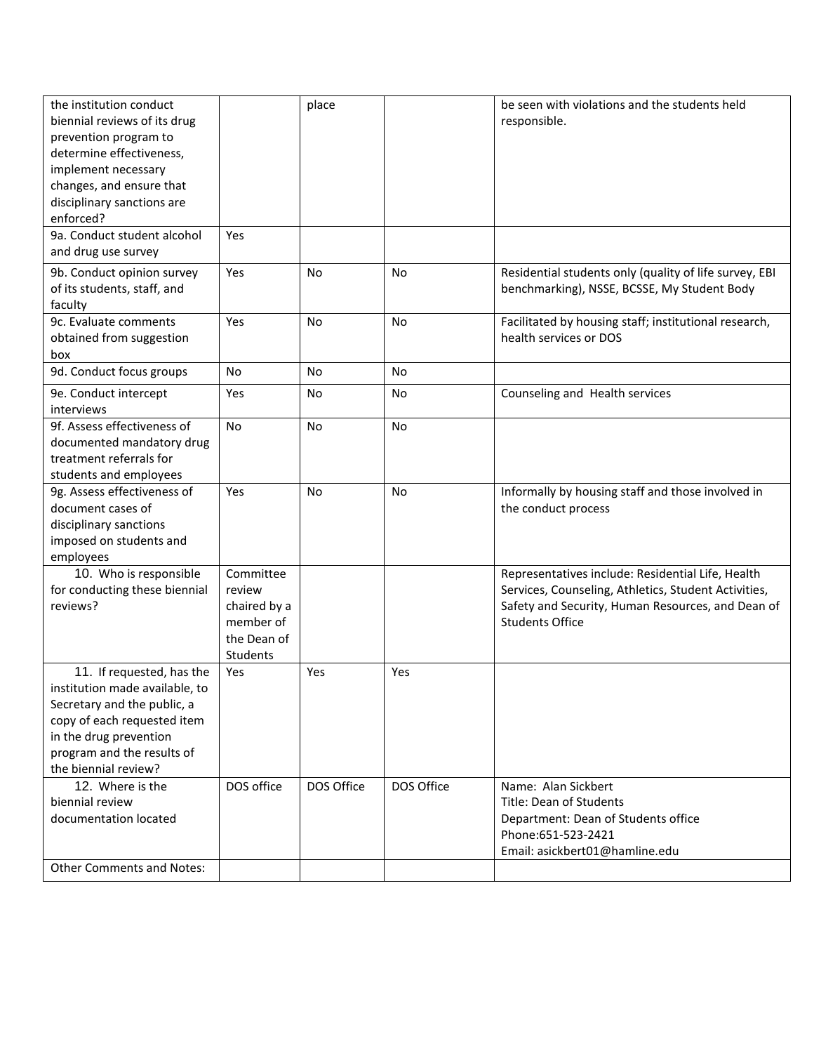| | | | | |
|---|---|---|---|---|
| the institution conduct biennial reviews of its drug prevention program to determine effectiveness, implement necessary changes, and ensure that disciplinary sanctions are enforced? | | place | | be seen with violations and the students held responsible. |
| 9a. Conduct student alcohol and drug use survey | Yes | | | |
| 9b. Conduct opinion survey of its students, staff, and faculty | Yes | No | No | Residential students only (quality of life survey, EBI benchmarking), NSSE, BCSSE, My Student Body |
| 9c. Evaluate comments obtained from suggestion box | Yes | No | No | Facilitated by housing staff; institutional research, health services or DOS |
| 9d. Conduct focus groups | No | No | No | |
| 9e. Conduct intercept interviews | Yes | No | No | Counseling and Health services |
| 9f. Assess effectiveness of documented mandatory drug treatment referrals for students and employees | No | No | No | |
| 9g. Assess effectiveness of document cases of disciplinary sanctions imposed on students and employees | Yes | No | No | Informally by housing staff and those involved in the conduct process |
| 10. Who is responsible for conducting these biennial reviews? | Committee review chaired by a member of the Dean of Students | | | Representatives include: Residential Life, Health Services, Counseling, Athletics, Student Activities, Safety and Security, Human Resources, and Dean of Students Office |
| 11. If requested, has the institution made available, to Secretary and the public, a copy of each requested item in the drug prevention program and the results of the biennial review? | Yes | Yes | Yes | |
| 12. Where is the biennial review documentation located | DOS office | DOS Office | DOS Office | Name: Alan Sickbert<br>Title: Dean of Students<br>Department: Dean of Students office<br>Phone:651-523-2421<br>Email: asickbert01@hamline.edu |
| Other Comments and Notes: | | | | |